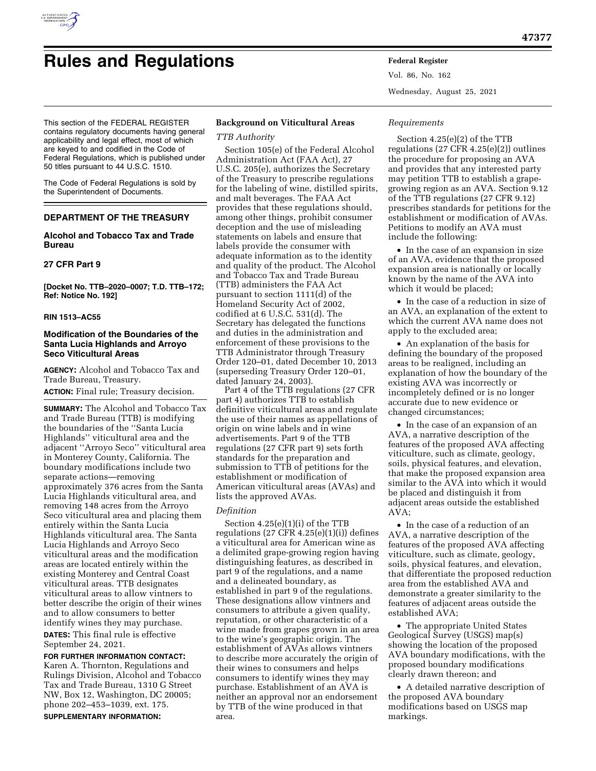# Rules and Regulations

This section of the FEDERAL REGISTER contains regulatory documents having general applicability and legal effect, most of which are keyed to and codified in the Code of Federal Regulations, which is published under 50 titles pursuant to 44 U.S.C. 1510.

The Code of Federal Regulations is sold by the Superintendent of Documents.

## DEPARTMENT OF THE TREASURY

### Alcohol and Tobacco Tax and Trade Bureau

### 27 CFR Part 9

**[Docket No. TTB–2020–0007; T.D. TTB–172; Ref: Notice No. 192]**

**RIN 1513–AC55**

### Modification of the Boundaries of the Santa Lucia Highlands and Arroyo Seco Viticultural Areas

**AGENCY:** Alcohol and Tobacco Tax and Trade Bureau, Treasury.

**ACTION:** Final rule; Treasury decision.

**SUMMARY:** The Alcohol and Tobacco Tax and Trade Bureau (TTB) is modifying the boundaries of the ''Santa Lucia Highlands'' viticultural area and the adjacent ''Arroyo Seco'' viticultural area in Monterey County, California. The boundary modifications include two separate actions—removing approximately 376 acres from the Santa Lucia Highlands viticultural area, and removing 148 acres from the Arroyo Seco viticultural area and placing them entirely within the Santa Lucia Highlands viticultural area. The Santa Lucia Highlands and Arroyo Seco viticultural areas and the modification areas are located entirely within the existing Monterey and Central Coast viticultural areas. TTB designates viticultural areas to allow vintners to better describe the origin of their wines and to allow consumers to better identify wines they may purchase.

**DATES:** This final rule is effective September 24, 2021.

**FOR FURTHER INFORMATION CONTACT:** Karen A. Thornton, Regulations and Rulings Division, Alcohol and Tobacco Tax and Trade Bureau, 1310 G Street NW, Box 12, Washington, DC 20005; phone 202–453–1039, ext. 175.

**SUPPLEMENTARY INFORMATION:**

**Background on Viticultural Areas**

*TTB Authority*

Section 105(e) of the Federal Alcohol Administration Act (FAA Act), 27 U.S.C. 205(e), authorizes the Secretary of the Treasury to prescribe regulations for the labeling of wine, distilled spirits, and malt beverages. The FAA Act provides that these regulations should, among other things, prohibit consumer deception and the use of misleading statements on labels and ensure that labels provide the consumer with adequate information as to the identity and quality of the product. The Alcohol and Tobacco Tax and Trade Bureau (TTB) administers the FAA Act pursuant to section 1111(d) of the Homeland Security Act of 2002, codified at 6 U.S.C. 531(d). The Secretary has delegated the functions and duties in the administration and enforcement of these provisions to the TTB Administrator through Treasury Order 120–01, dated December 10, 2013 (superseding Treasury Order 120–01, dated January 24, 2003).

Part 4 of the TTB regulations (27 CFR part 4) authorizes TTB to establish definitive viticultural areas and regulate the use of their names as appellations of origin on wine labels and in wine advertisements. Part 9 of the TTB regulations (27 CFR part 9) sets forth standards for the preparation and submission to TTB of petitions for the establishment or modification of American viticultural areas (AVAs) and lists the approved AVAs.

*Definition*

Section 4.25(e)(1)(i) of the TTB regulations (27 CFR 4.25(e)(1)(i)) defines a viticultural area for American wine as a delimited grape-growing region having distinguishing features, as described in part 9 of the regulations, and a name and a delineated boundary, as established in part 9 of the regulations. These designations allow vintners and consumers to attribute a given quality, reputation, or other characteristic of a wine made from grapes grown in an area to the wine's geographic origin. The establishment of AVAs allows vintners to describe more accurately the origin of their wines to consumers and helps consumers to identify wines they may purchase. Establishment of an AVA is neither an approval nor an endorsement by TTB of the wine produced in that area.

*Requirements*

Section 4.25(e)(2) of the TTB regulations (27 CFR 4.25(e)(2)) outlines the procedure for proposing an AVA and provides that any interested party may petition TTB to establish a grape-growing region as an AVA. Section 9.12 of the TTB regulations (27 CFR 9.12) prescribes standards for petitions for the establishment or modification of AVAs. Petitions to modify an AVA must include the following:

- In the case of an expansion in size of an AVA, evidence that the proposed expansion area is nationally or locally known by the name of the AVA into which it would be placed;
- In the case of a reduction in size of an AVA, an explanation of the extent to which the current AVA name does not apply to the excluded area;
- An explanation of the basis for defining the boundary of the proposed areas to be realigned, including an explanation of how the boundary of the existing AVA was incorrectly or incompletely defined or is no longer accurate due to new evidence or changed circumstances;
- In the case of an expansion of an AVA, a narrative description of the features of the proposed AVA affecting viticulture, such as climate, geology, soils, physical features, and elevation, that make the proposed expansion area similar to the AVA into which it would be placed and distinguish it from adjacent areas outside the established AVA;
- In the case of a reduction of an AVA, a narrative description of the features of the proposed AVA affecting viticulture, such as climate, geology, soils, physical features, and elevation, that differentiate the proposed reduction area from the established AVA and demonstrate a greater similarity to the features of adjacent areas outside the established AVA;
- The appropriate United States Geological Survey (USGS) map(s) showing the location of the proposed AVA boundary modifications, with the proposed boundary modifications clearly drawn thereon; and
- A detailed narrative description of the proposed AVA boundary modifications based on USGS map markings.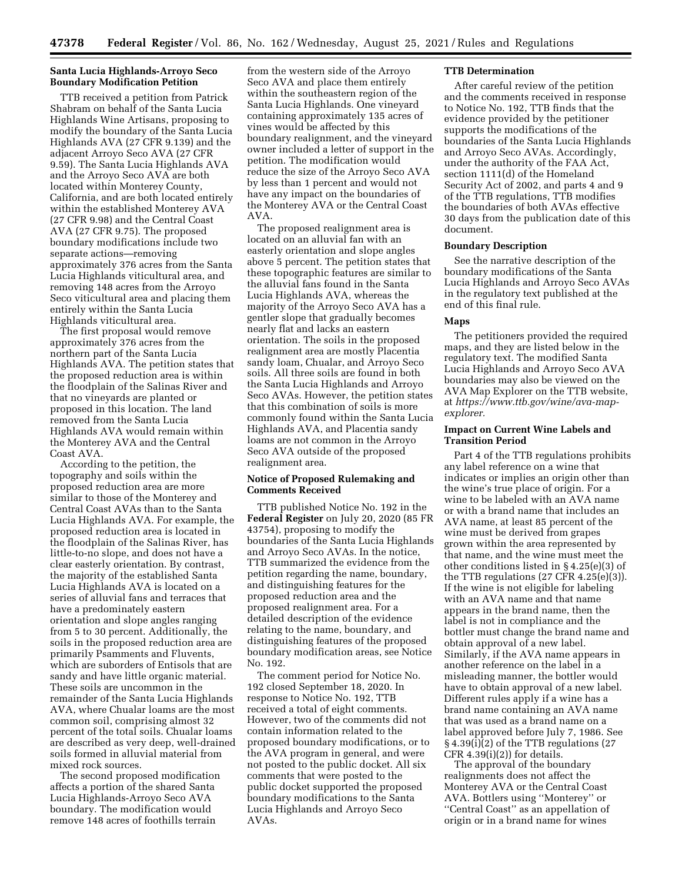### Santa Lucia Highlands-Arroyo Seco Boundary Modification Petition

TTB received a petition from Patrick Shabram on behalf of the Santa Lucia Highlands Wine Artisans, proposing to modify the boundary of the Santa Lucia Highlands AVA (27 CFR 9.139) and the adjacent Arroyo Seco AVA (27 CFR 9.59). The Santa Lucia Highlands AVA and the Arroyo Seco AVA are both located within Monterey County, California, and are both located entirely within the established Monterey AVA (27 CFR 9.98) and the Central Coast AVA (27 CFR 9.75). The proposed boundary modifications include two separate actions—removing approximately 376 acres from the Santa Lucia Highlands viticultural area, and removing 148 acres from the Arroyo Seco viticultural area and placing them entirely within the Santa Lucia Highlands viticultural area.

The first proposal would remove approximately 376 acres from the northern part of the Santa Lucia Highlands AVA. The petition states that the proposed reduction area is within the floodplain of the Salinas River and that no vineyards are planted or proposed in this location. The land removed from the Santa Lucia Highlands AVA would remain within the Monterey AVA and the Central Coast AVA.

According to the petition, the topography and soils within the proposed reduction area are more similar to those of the Monterey and Central Coast AVAs than to the Santa Lucia Highlands AVA. For example, the proposed reduction area is located in the floodplain of the Salinas River, has little-to-no slope, and does not have a clear easterly orientation. By contrast, the majority of the established Santa Lucia Highlands AVA is located on a series of alluvial fans and terraces that have a predominately eastern orientation and slope angles ranging from 5 to 30 percent. Additionally, the soils in the proposed reduction area are primarily Psamments and Fluvents, which are suborders of Entisols that are sandy and have little organic material. These soils are uncommon in the remainder of the Santa Lucia Highlands AVA, where Chualar loams are the most common soil, comprising almost 32 percent of the total soils. Chualar loams are described as very deep, well-drained soils formed in alluvial material from mixed rock sources.

The second proposed modification affects a portion of the shared Santa Lucia Highlands-Arroyo Seco AVA boundary. The modification would remove 148 acres of foothills terrain from the western side of the Arroyo Seco AVA and place them entirely within the southeastern region of the Santa Lucia Highlands. One vineyard containing approximately 135 acres of vines would be affected by this boundary realignment, and the vineyard owner included a letter of support in the petition. The modification would reduce the size of the Arroyo Seco AVA by less than 1 percent and would not have any impact on the boundaries of the Monterey AVA or the Central Coast AVA.

The proposed realignment area is located on an alluvial fan with an easterly orientation and slope angles above 5 percent. The petition states that these topographic features are similar to the alluvial fans found in the Santa Lucia Highlands AVA, whereas the majority of the Arroyo Seco AVA has a gentler slope that gradually becomes nearly flat and lacks an eastern orientation. The soils in the proposed realignment area are mostly Placentia sandy loam, Chualar, and Arroyo Seco soils. All three soils are found in both the Santa Lucia Highlands and Arroyo Seco AVAs. However, the petition states that this combination of soils is more commonly found within the Santa Lucia Highlands AVA, and Placentia sandy loams are not common in the Arroyo Seco AVA outside of the proposed realignment area.

### Notice of Proposed Rulemaking and Comments Received

TTB published Notice No. 192 in the **Federal Register** on July 20, 2020 (85 FR 43754), proposing to modify the boundaries of the Santa Lucia Highlands and Arroyo Seco AVAs. In the notice, TTB summarized the evidence from the petition regarding the name, boundary, and distinguishing features for the proposed reduction area and the proposed realignment area. For a detailed description of the evidence relating to the name, boundary, and distinguishing features of the proposed boundary modification areas, see Notice No. 192.

The comment period for Notice No. 192 closed September 18, 2020. In response to Notice No. 192, TTB received a total of eight comments. However, two of the comments did not contain information related to the proposed boundary modifications, or to the AVA program in general, and were not posted to the public docket. All six comments that were posted to the public docket supported the proposed boundary modifications to the Santa Lucia Highlands and Arroyo Seco AVAs.

### TTB Determination

After careful review of the petition and the comments received in response to Notice No. 192, TTB finds that the evidence provided by the petitioner supports the modifications of the boundaries of the Santa Lucia Highlands and Arroyo Seco AVAs. Accordingly, under the authority of the FAA Act, section 1111(d) of the Homeland Security Act of 2002, and parts 4 and 9 of the TTB regulations, TTB modifies the boundaries of both AVAs effective 30 days from the publication date of this document.

### Boundary Description

See the narrative description of the boundary modifications of the Santa Lucia Highlands and Arroyo Seco AVAs in the regulatory text published at the end of this final rule.

### Maps

The petitioners provided the required maps, and they are listed below in the regulatory text. The modified Santa Lucia Highlands and Arroyo Seco AVA boundaries may also be viewed on the AVA Map Explorer on the TTB website, at *https://www.ttb.gov/wine/ava-map-explorer.*

### Impact on Current Wine Labels and Transition Period

Part 4 of the TTB regulations prohibits any label reference on a wine that indicates or implies an origin other than the wine's true place of origin. For a wine to be labeled with an AVA name or with a brand name that includes an AVA name, at least 85 percent of the wine must be derived from grapes grown within the area represented by that name, and the wine must meet the other conditions listed in § 4.25(e)(3) of the TTB regulations (27 CFR 4.25(e)(3)). If the wine is not eligible for labeling with an AVA name and that name appears in the brand name, then the label is not in compliance and the bottler must change the brand name and obtain approval of a new label. Similarly, if the AVA name appears in another reference on the label in a misleading manner, the bottler would have to obtain approval of a new label. Different rules apply if a wine has a brand name containing an AVA name that was used as a brand name on a label approved before July 7, 1986. See § 4.39(i)(2) of the TTB regulations (27 CFR 4.39(i)(2)) for details.

The approval of the boundary realignments does not affect the Monterey AVA or the Central Coast AVA. Bottlers using "Monterey" or "Central Coast" as an appellation of origin or in a brand name for wines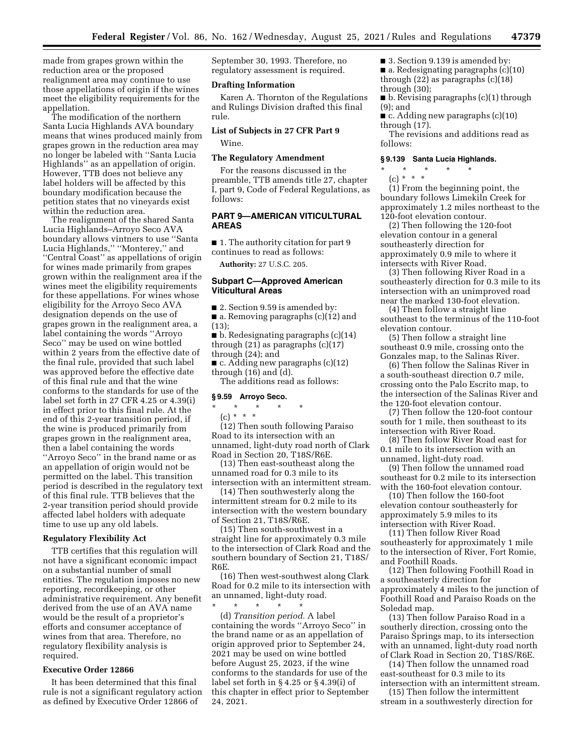made from grapes grown within the reduction area or the proposed realignment area may continue to use those appellations of origin if the wines meet the eligibility requirements for the appellation.

The modification of the northern Santa Lucia Highlands AVA boundary means that wines produced mainly from grapes grown in the reduction area may no longer be labeled with ''Santa Lucia Highlands'' as an appellation of origin. However, TTB does not believe any label holders will be affected by this boundary modification because the petition states that no vineyards exist within the reduction area.

The realignment of the shared Santa Lucia Highlands–Arroyo Seco AVA boundary allows vintners to use ''Santa Lucia Highlands,'' ''Monterey,'' and ''Central Coast'' as appellations of origin for wines made primarily from grapes grown within the realignment area if the wines meet the eligibility requirements for these appellations. For wines whose eligibility for the Arroyo Seco AVA designation depends on the use of grapes grown in the realignment area, a label containing the words ''Arroyo Seco'' may be used on wine bottled within 2 years from the effective date of the final rule, provided that such label was approved before the effective date of this final rule and that the wine conforms to the standards for use of the label set forth in 27 CFR 4.25 or 4.39(i) in effect prior to this final rule. At the end of this 2-year transition period, if the wine is produced primarily from grapes grown in the realignment area, then a label containing the words ''Arroyo Seco'' in the brand name or as an appellation of origin would not be permitted on the label. This transition period is described in the regulatory text of this final rule. TTB believes that the 2-year transition period should provide affected label holders with adequate time to use up any old labels.

## Regulatory Flexibility Act

TTB certifies that this regulation will not have a significant economic impact on a substantial number of small entities. The regulation imposes no new reporting, recordkeeping, or other administrative requirement. Any benefit derived from the use of an AVA name would be the result of a proprietor's efforts and consumer acceptance of wines from that area. Therefore, no regulatory flexibility analysis is required.

## Executive Order 12866

It has been determined that this final rule is not a significant regulatory action as defined by Executive Order 12866 of September 30, 1993. Therefore, no regulatory assessment is required.

## Drafting Information

Karen A. Thornton of the Regulations and Rulings Division drafted this final rule.

## List of Subjects in 27 CFR Part 9

Wine.

## The Regulatory Amendment

For the reasons discussed in the preamble, TTB amends title 27, chapter I, part 9, Code of Federal Regulations, as follows:

## PART 9—AMERICAN VITICULTURAL AREAS

■ 1. The authority citation for part 9 continues to read as follows:

**Authority:** 27 U.S.C. 205.

## Subpart C—Approved American Viticultural Areas

■ 2. Section 9.59 is amended by:

■ a. Removing paragraphs (c)(12) and (13);

■ b. Redesignating paragraphs (c)(14) through (21) as paragraphs (c)(17) through (24); and

■ c. Adding new paragraphs (c)(12) through (16) and (d).

The additions read as follows:

### § 9.59 Arroyo Seco.

\* \* \* \* \*

(c) \* \* \*

(12) Then south following Paraiso Road to its intersection with an unnamed, light-duty road north of Clark Road in Section 20, T18S/R6E.

(13) Then east-southeast along the unnamed road for 0.3 mile to its intersection with an intermittent stream.

(14) Then southwesterly along the intermittent stream for 0.2 mile to its intersection with the western boundary of Section 21, T18S/R6E.

(15) Then south-southwest in a straight line for approximately 0.3 mile to the intersection of Clark Road and the southern boundary of Section 21, T18S/R6E.

(16) Then west-southwest along Clark Road for 0.2 mile to its intersection with an unnamed, light-duty road.

\* \* \* \* \*

(d) *Transition period.* A label containing the words ''Arroyo Seco'' in the brand name or as an appellation of origin approved prior to September 24, 2021 may be used on wine bottled before August 25, 2023, if the wine conforms to the standards for use of the label set forth in § 4.25 or § 4.39(i) of this chapter in effect prior to September 24, 2021.

■ 3. Section 9.139 is amended by:

■ a. Redesignating paragraphs (c)(10) through (22) as paragraphs (c)(18) through (30);

■ b. Revising paragraphs (c)(1) through (9); and

■ c. Adding new paragraphs (c)(10) through (17).

The revisions and additions read as follows:

### § 9.139 Santa Lucia Highlands.

\* \* \* \* \*

(c) \* \* \*

(1) From the beginning point, the boundary follows Limekiln Creek for approximately 1.2 miles northeast to the 120-foot elevation contour.

(2) Then following the 120-foot elevation contour in a general southeasterly direction for approximately 0.9 mile to where it intersects with River Road.

(3) Then following River Road in a southeasterly direction for 0.3 mile to its intersection with an unimproved road near the marked 130-foot elevation.

(4) Then follow a straight line southeast to the terminus of the 110-foot elevation contour.

(5) Then follow a straight line southeast 0.9 mile, crossing onto the Gonzales map, to the Salinas River.

(6) Then follow the Salinas River in a south-southeast direction 0.7 mile, crossing onto the Palo Escrito map, to the intersection of the Salinas River and the 120-foot elevation contour.

(7) Then follow the 120-foot contour south for 1 mile, then southeast to its intersection with River Road.

(8) Then follow River Road east for 0.1 mile to its intersection with an unnamed, light-duty road.

(9) Then follow the unnamed road southeast for 0.2 mile to its intersection with the 160-foot elevation contour.

(10) Then follow the 160-foot elevation contour southeasterly for approximately 5.9 miles to its intersection with River Road.

(11) Then follow River Road southeasterly for approximately 1 mile to the intersection of River, Fort Romie, and Foothill Roads.

(12) Then following Foothill Road in a southeasterly direction for approximately 4 miles to the junction of Foothill Road and Paraiso Roads on the Soledad map.

(13) Then follow Paraiso Road in a southerly direction, crossing onto the Paraiso Springs map, to its intersection with an unnamed, light-duty road north of Clark Road in Section 20, T18S/R6E.

(14) Then follow the unnamed road east-southeast for 0.3 mile to its intersection with an intermittent stream.

(15) Then follow the intermittent stream in a southwesterly direction for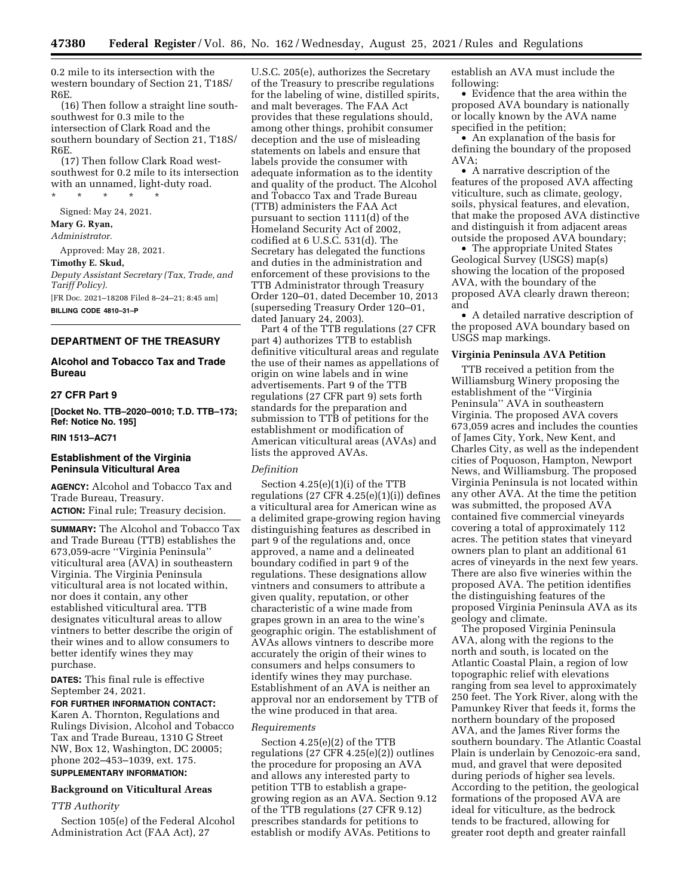0.2 mile to its intersection with the western boundary of Section 21, T18S/R6E.

(16) Then follow a straight line south-southwest for 0.3 mile to the intersection of Clark Road and the southern boundary of Section 21, T18S/R6E.

(17) Then follow Clark Road west-southwest for 0.2 mile to its intersection with an unnamed, light-duty road.

\* \* \* \* \*

Signed: May 24, 2021.

**Mary G. Ryan,**

*Administrator.*

Approved: May 28, 2021.

**Timothy E. Skud,**

*Deputy Assistant Secretary (Tax, Trade, and Tariff Policy).*

[FR Doc. 2021–18208 Filed 8–24–21; 8:45 am]

**BILLING CODE 4810–31–P**

---

## DEPARTMENT OF THE TREASURY

### Alcohol and Tobacco Tax and Trade Bureau

### 27 CFR Part 9

**[Docket No. TTB–2020–0010; T.D. TTB–173; Ref: Notice No. 195]**

**RIN 1513–AC71**

### Establishment of the Virginia Peninsula Viticultural Area

**AGENCY:** Alcohol and Tobacco Tax and Trade Bureau, Treasury.

**ACTION:** Final rule; Treasury decision.

**SUMMARY:** The Alcohol and Tobacco Tax and Trade Bureau (TTB) establishes the 673,059-acre ''Virginia Peninsula'' viticultural area (AVA) in southeastern Virginia. The Virginia Peninsula viticultural area is not located within, nor does it contain, any other established viticultural area. TTB designates viticultural areas to allow vintners to better describe the origin of their wines and to allow consumers to better identify wines they may purchase.

**DATES:** This final rule is effective September 24, 2021.

**FOR FURTHER INFORMATION CONTACT:** Karen A. Thornton, Regulations and Rulings Division, Alcohol and Tobacco Tax and Trade Bureau, 1310 G Street NW, Box 12, Washington, DC 20005; phone 202–453–1039, ext. 175.

**SUPPLEMENTARY INFORMATION:**

#### Background on Viticultural Areas

*TTB Authority*

Section 105(e) of the Federal Alcohol Administration Act (FAA Act), 27 U.S.C. 205(e), authorizes the Secretary of the Treasury to prescribe regulations for the labeling of wine, distilled spirits, and malt beverages. The FAA Act provides that these regulations should, among other things, prohibit consumer deception and the use of misleading statements on labels and ensure that labels provide the consumer with adequate information as to the identity and quality of the product. The Alcohol and Tobacco Tax and Trade Bureau (TTB) administers the FAA Act pursuant to section 1111(d) of the Homeland Security Act of 2002, codified at 6 U.S.C. 531(d). The Secretary has delegated the functions and duties in the administration and enforcement of these provisions to the TTB Administrator through Treasury Order 120–01, dated December 10, 2013 (superseding Treasury Order 120–01, dated January 24, 2003).

Part 4 of the TTB regulations (27 CFR part 4) authorizes TTB to establish definitive viticultural areas and regulate the use of their names as appellations of origin on wine labels and in wine advertisements. Part 9 of the TTB regulations (27 CFR part 9) sets forth standards for the preparation and submission to TTB of petitions for the establishment or modification of American viticultural areas (AVAs) and lists the approved AVAs.

*Definition*

Section 4.25(e)(1)(i) of the TTB regulations (27 CFR 4.25(e)(1)(i)) defines a viticultural area for American wine as a delimited grape-growing region having distinguishing features as described in part 9 of the regulations and, once approved, a name and a delineated boundary codified in part 9 of the regulations. These designations allow vintners and consumers to attribute a given quality, reputation, or other characteristic of a wine made from grapes grown in an area to the wine's geographic origin. The establishment of AVAs allows vintners to describe more accurately the origin of their wines to consumers and helps consumers to identify wines they may purchase. Establishment of an AVA is neither an approval nor an endorsement by TTB of the wine produced in that area.

*Requirements*

Section 4.25(e)(2) of the TTB regulations (27 CFR 4.25(e)(2)) outlines the procedure for proposing an AVA and allows any interested party to petition TTB to establish a grape-growing region as an AVA. Section 9.12 of the TTB regulations (27 CFR 9.12) prescribes standards for petitions to establish or modify AVAs. Petitions to establish an AVA must include the following:

- Evidence that the area within the proposed AVA boundary is nationally or locally known by the AVA name specified in the petition;
- An explanation of the basis for defining the boundary of the proposed AVA;
- A narrative description of the features of the proposed AVA affecting viticulture, such as climate, geology, soils, physical features, and elevation, that make the proposed AVA distinctive and distinguish it from adjacent areas outside the proposed AVA boundary;
- The appropriate United States Geological Survey (USGS) map(s) showing the location of the proposed AVA, with the boundary of the proposed AVA clearly drawn thereon; and
- A detailed narrative description of the proposed AVA boundary based on USGS map markings.

#### Virginia Peninsula AVA Petition

TTB received a petition from the Williamsburg Winery proposing the establishment of the ''Virginia Peninsula'' AVA in southeastern Virginia. The proposed AVA covers 673,059 acres and includes the counties of James City, York, New Kent, and Charles City, as well as the independent cities of Poquoson, Hampton, Newport News, and Williamsburg. The proposed Virginia Peninsula is not located within any other AVA. At the time the petition was submitted, the proposed AVA contained five commercial vineyards covering a total of approximately 112 acres. The petition states that vineyard owners plan to plant an additional 61 acres of vineyards in the next few years. There are also five wineries within the proposed AVA. The petition identifies the distinguishing features of the proposed Virginia Peninsula AVA as its geology and climate.

The proposed Virginia Peninsula AVA, along with the regions to the north and south, is located on the Atlantic Coastal Plain, a region of low topographic relief with elevations ranging from sea level to approximately 250 feet. The York River, along with the Pamunkey River that feeds it, forms the northern boundary of the proposed AVA, and the James River forms the southern boundary. The Atlantic Coastal Plain is underlain by Cenozoic-era sand, mud, and gravel that were deposited during periods of higher sea levels. According to the petition, the geological formations of the proposed AVA are ideal for viticulture, as the bedrock tends to be fractured, allowing for greater root depth and greater rainfall